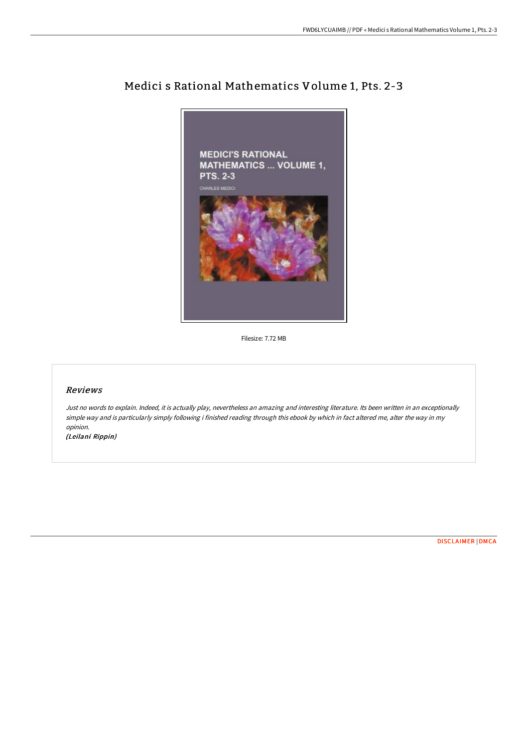# Medici s Rational Mathematics Volume 1, Pts. 2-3

Filesize: 7.72 MB

## *Reviews*

*Just no words to explain. Indeed, it is actually play, nevertheless an amazing and interesting literature. Its been written in an exceptionally simple way and is particularly simply following i finished reading through this ebook by which in fact altered me, alter the way in my opinion.*

*(Leilani Rippin)*

DISCLAIMER | DMCA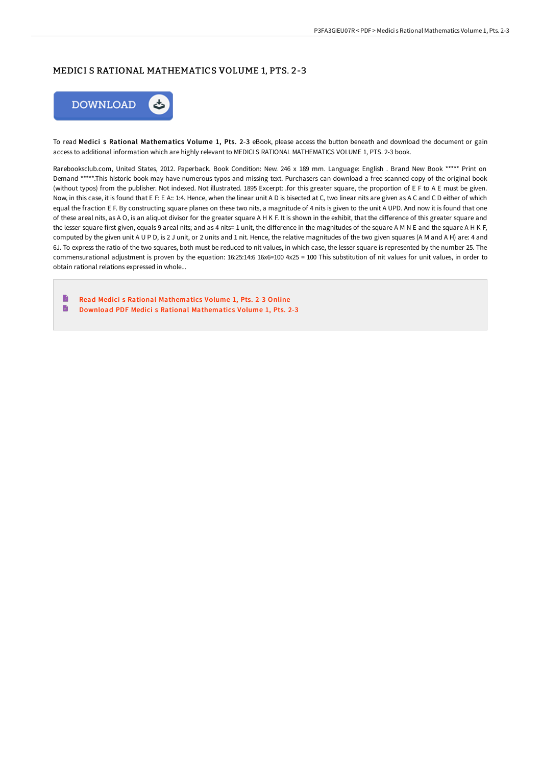# MEDICI S RATIONAL MATHEMATICS VOLUME 1, PTS. 2-3

To read **Medici s Rational Mathematics Volume 1, Pts. 2-3** eBook, please access the button beneath and download the document or gain access to additional information which are highly relevant to MEDICI S RATIONAL MATHEMATICS VOLUME 1, PTS. 2-3 book.

Rarebooksclub.com, United States, 2012. Paperback. Book Condition: New. 246 x 189 mm. Language: English . Brand New Book ***** Print on Demand *****.This historic book may have numerous typos and missing text. Purchasers can download a free scanned copy of the original book (without typos) from the publisher. Not indexed. Not illustrated. 1895 Excerpt: .for this greater square, the proportion of E F to A E must be given. Now, in this case, it is found that E F: E A:: 1:4. Hence, when the linear unit A D is bisected at C, two linear nits are given as A C and C D either of which equal the fraction E F. By constructing square planes on these two nits, a magnitude of 4 nits is given to the unit A UPD. And now it is found that one of these areal nits, as A O, is an aliquot divisor for the greater square A H K F. It is shown in the exhibit, that the difference of this greater square and the lesser square first given, equals 9 areal nits; and as 4 nits= 1 unit, the difference in the magnitudes of the square A M N E and the square A H K F, computed by the given unit A U P D, is 2 J unit, or 2 units and 1 nit. Hence, the relative magnitudes of the two given squares (A M and A H) are: 4 and 6J. To express the ratio of the two squares, both must be reduced to nit values, in which case, the lesser square is represented by the number 25. The commensurational adjustment is proven by the equation: 16:25:14:6 16x6=100 4x25 = 100 This substitution of nit values for unit values, in order to obtain rational relations expressed in whole...

- Read Medici s Rational Mathematics Volume 1, Pts. 2-3 Online
- Download PDF Medici s Rational Mathematics Volume 1, Pts. 2-3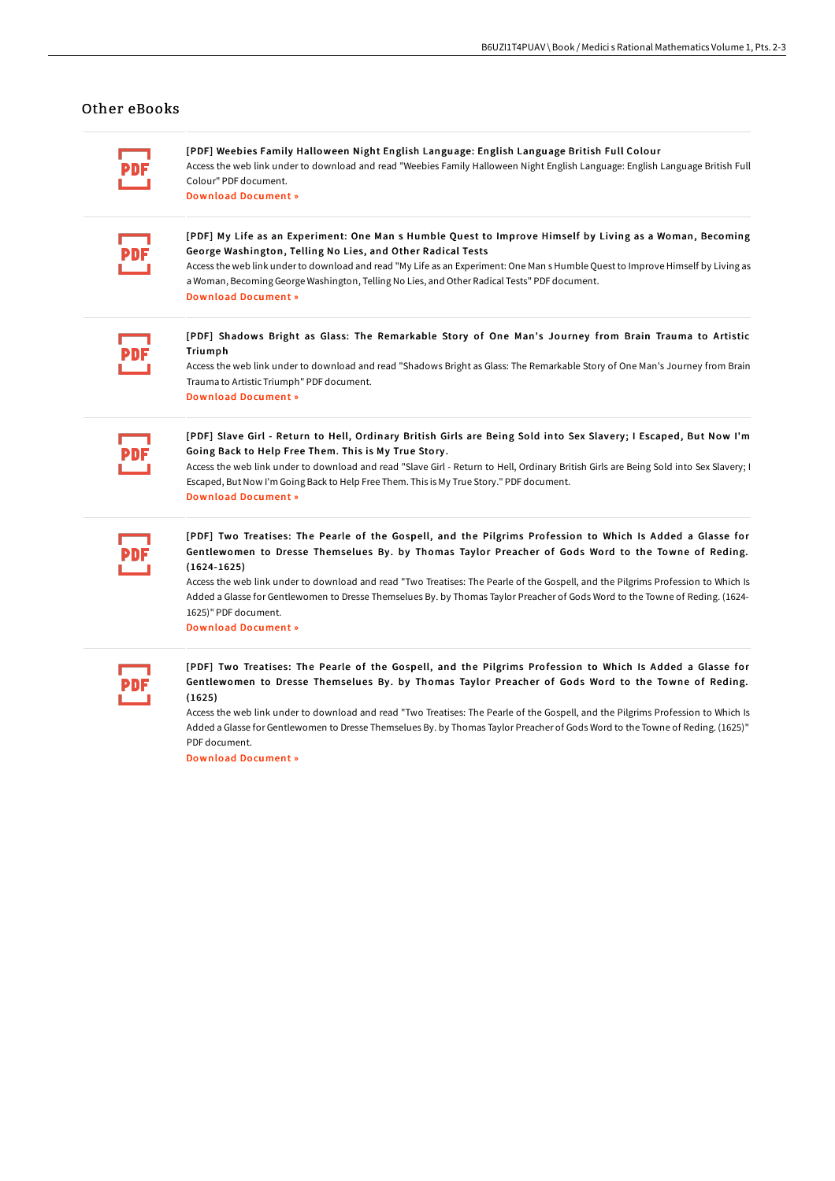## Other eBooks

**[PDF] Weebies Family Halloween Night English Language: English Language British Full Colour**

Access the web link under to download and read "Weebies Family Halloween Night English Language: English Language British Full Colour" PDF document.

Download Document »

**[PDF] My Life as an Experiment: One Man s Humble Quest to Improve Himself by Living as a Woman, Becoming George Washington, Telling No Lies, and Other Radical Tests**

Access the web link under to download and read "My Life as an Experiment: One Man s Humble Quest to Improve Himself by Living as a Woman, Becoming George Washington, Telling No Lies, and Other Radical Tests" PDF document.

Download Document »

**[PDF] Shadows Bright as Glass: The Remarkable Story of One Man's Journey from Brain Trauma to Artistic Triumph**

Access the web link under to download and read "Shadows Bright as Glass: The Remarkable Story of One Man's Journey from Brain Trauma to Artistic Triumph" PDF document.

Download Document »

**[PDF] Slave Girl - Return to Hell, Ordinary British Girls are Being Sold into Sex Slavery; I Escaped, But Now I'm Going Back to Help Free Them. This is My True Story.**

Access the web link under to download and read "Slave Girl - Return to Hell, Ordinary British Girls are Being Sold into Sex Slavery; I Escaped, But Now I'm Going Back to Help Free Them. This is My True Story." PDF document.

Download Document »

**[PDF] Two Treatises: The Pearle of the Gospell, and the Pilgrims Profession to Which Is Added a Glasse for Gentlewomen to Dresse Themselues By. by Thomas Taylor Preacher of Gods Word to the Towne of Reding. (1624-1625)**

Access the web link under to download and read "Two Treatises: The Pearle of the Gospell, and the Pilgrims Profession to Which Is Added a Glasse for Gentlewomen to Dresse Themselues By. by Thomas Taylor Preacher of Gods Word to the Towne of Reding. (1624-1625)" PDF document.

Download Document »

**[PDF] Two Treatises: The Pearle of the Gospell, and the Pilgrims Profession to Which Is Added a Glasse for Gentlewomen to Dresse Themselues By. by Thomas Taylor Preacher of Gods Word to the Towne of Reding. (1625)**

Access the web link under to download and read "Two Treatises: The Pearle of the Gospell, and the Pilgrims Profession to Which Is Added a Glasse for Gentlewomen to Dresse Themselues By. by Thomas Taylor Preacher of Gods Word to the Towne of Reding. (1625)" PDF document.

Download Document »